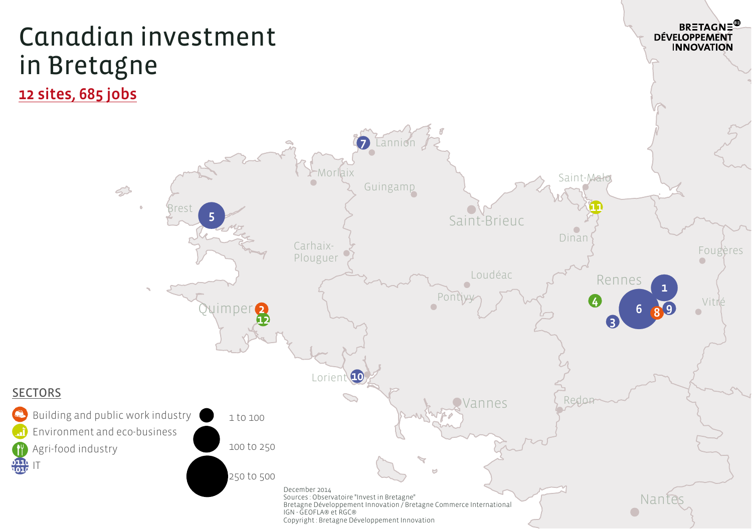# Canadian investment in Bretagne

## 12 sites, 685 jobs

BRETAGNE DÉVELOPPEMENT INNOVATION

Lannion · Morlaix · Guingamp · Saint-Malo · Brest · Saint-Brieuc · Dinan · Carhaix-Plouguer · Fougères · Loudéac · Rennes · Pontivy · Vitré · Quimper · Lorient · Vannes · Redon · Nantes

1 · 2 · 3 · 4 · 5 · 6 · 7 · 8 · 9 · 10 · 11 · 12

**SECTORS**

- Building and public work industry
- Environment and eco-business
- Agri-food industry
- IT

1 to 100
100 to 250
250 to 500

December 2014
Sources : Observatoire "Invest in Bretagne"
Bretagne Développement Innovation / Bretagne Commerce International
IGN - GEOFLA® et RGC®
Copyright : Bretagne Développement Innovation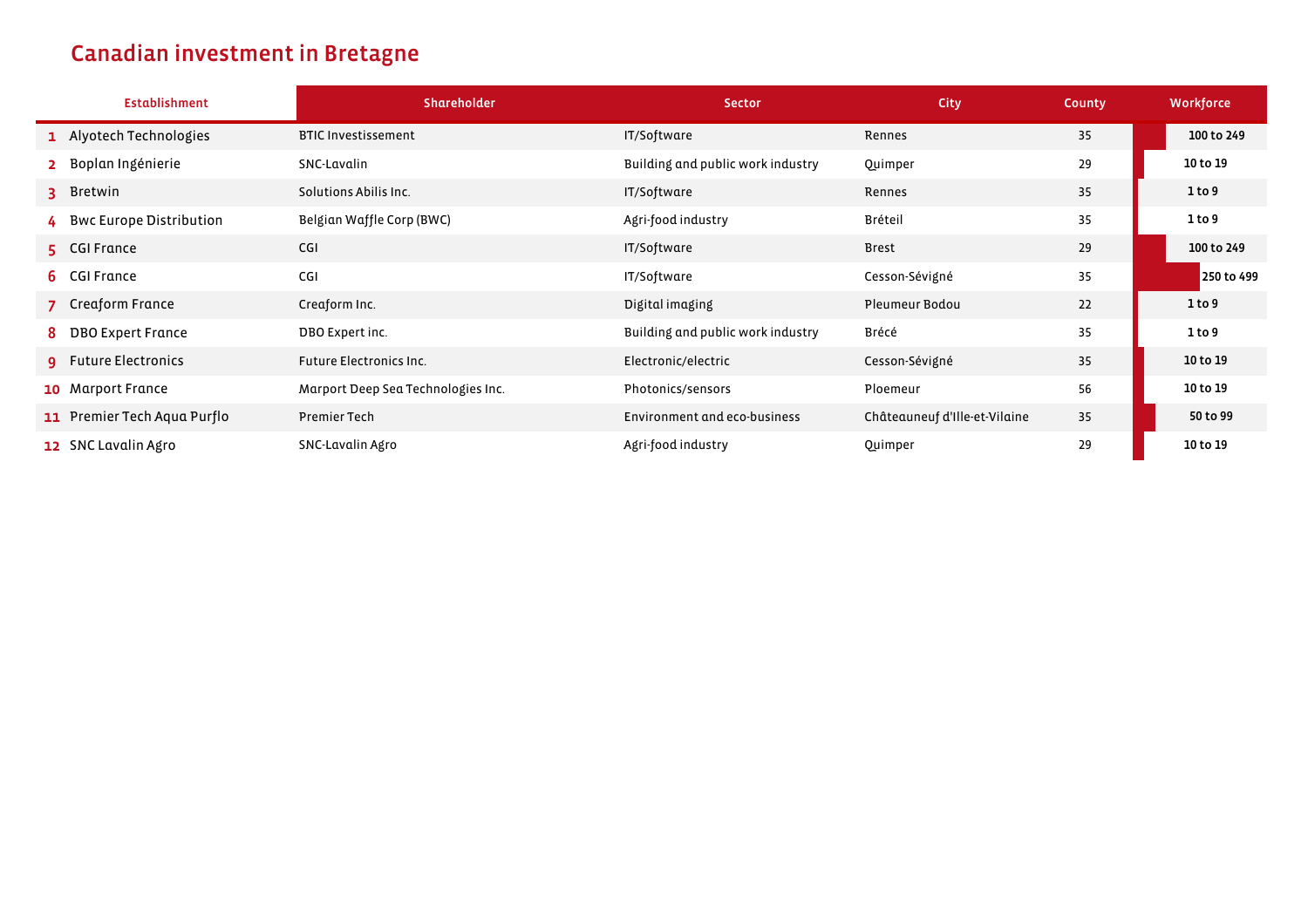## Canadian investment in Bretagne

| | Establishment | Shareholder | Sector | City | County | Workforce |
|---|---|---|---|---|---|---|
| 1 | Alyotech Technologies | BTIC Investissement | IT/Software | Rennes | 35 | 100 to 249 |
| 2 | Boplan Ingénierie | SNC-Lavalin | Building and public work industry | Quimper | 29 | 10 to 19 |
| 3 | Bretwin | Solutions Abilis Inc. | IT/Software | Rennes | 35 | 1 to 9 |
| 4 | Bwc Europe Distribution | Belgian Waffle Corp (BWC) | Agri-food industry | Bréteil | 35 | 1 to 9 |
| 5 | CGI France | CGI | IT/Software | Brest | 29 | 100 to 249 |
| 6 | CGI France | CGI | IT/Software | Cesson-Sévigné | 35 | 250 to 499 |
| 7 | Creaform France | Creaform Inc. | Digital imaging | Pleumeur Bodou | 22 | 1 to 9 |
| 8 | DBO Expert France | DBO Expert inc. | Building and public work industry | Brécé | 35 | 1 to 9 |
| 9 | Future Electronics | Future Electronics Inc. | Electronic/electric | Cesson-Sévigné | 35 | 10 to 19 |
| 10 | Marport France | Marport Deep Sea Technologies Inc. | Photonics/sensors | Ploemeur | 56 | 10 to 19 |
| 11 | Premier Tech Aqua Purflo | Premier Tech | Environment and eco-business | Châteauneuf d'Ille-et-Vilaine | 35 | 50 to 99 |
| 12 | SNC Lavalin Agro | SNC-Lavalin Agro | Agri-food industry | Quimper | 29 | 10 to 19 |